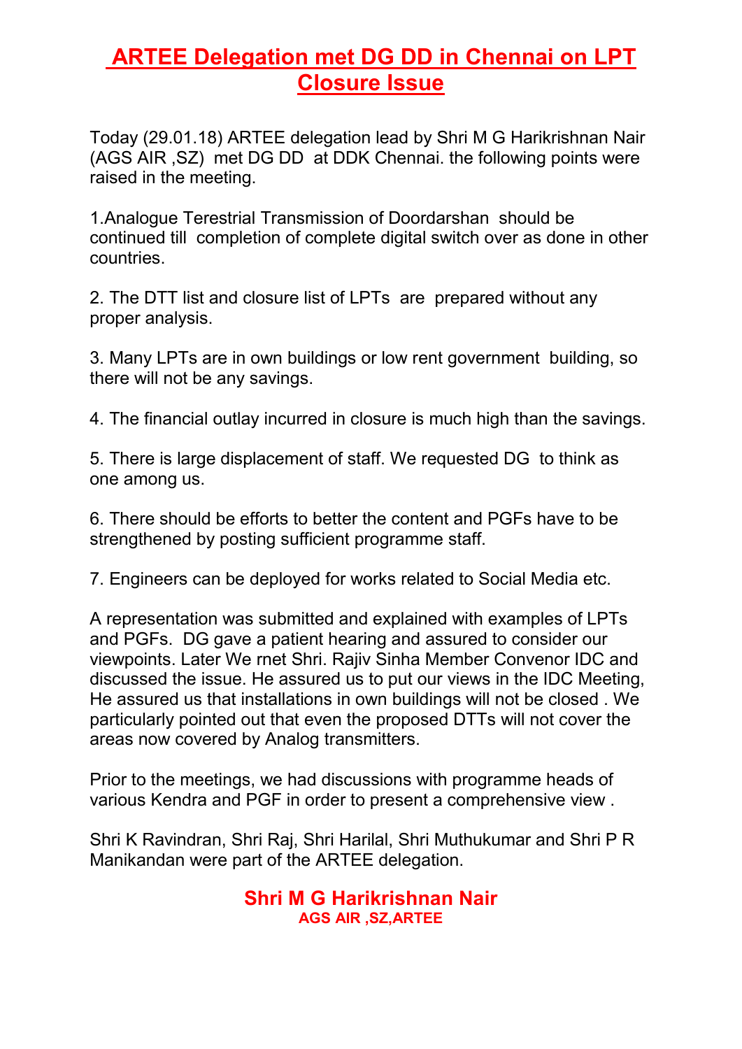# ARTEE Delegation met DG DD in Chennai on LPT Closure Issue

Today (29.01.18) ARTEE delegation lead by Shri M G Harikrishnan Nair (AGS AIR ,SZ) met DG DD at DDK Chennai. the following points were raised in the meeting.

1.Analogue Terestrial Transmission of Doordarshan should be continued till completion of complete digital switch over as done in other countries.

2. The DTT list and closure list of LPTs are prepared without any proper analysis.

3. Many LPTs are in own buildings or low rent government building, so there will not be any savings.

4. The financial outlay incurred in closure is much high than the savings.

5. There is large displacement of staff. We requested DG to think as one among us.

6. There should be efforts to better the content and PGFs have to be strengthened by posting sufficient programme staff.

7. Engineers can be deployed for works related to Social Media etc.

A representation was submitted and explained with examples of LPTs and PGFs. DG gave a patient hearing and assured to consider our viewpoints. Later We rnet Shri. Rajiv Sinha Member Convenor IDC and discussed the issue. He assured us to put our views in the IDC Meeting, He assured us that installations in own buildings will not be closed . We particularly pointed out that even the proposed DTTs will not cover the areas now covered by Analog transmitters.

Prior to the meetings, we had discussions with programme heads of various Kendra and PGF in order to present a comprehensive view .

Shri K Ravindran, Shri Raj, Shri Harilal, Shri Muthukumar and Shri P R Manikandan were part of the ARTEE delegation.

**Shri M G Harikrishnan Nair**
**AGS AIR ,SZ,ARTEE**